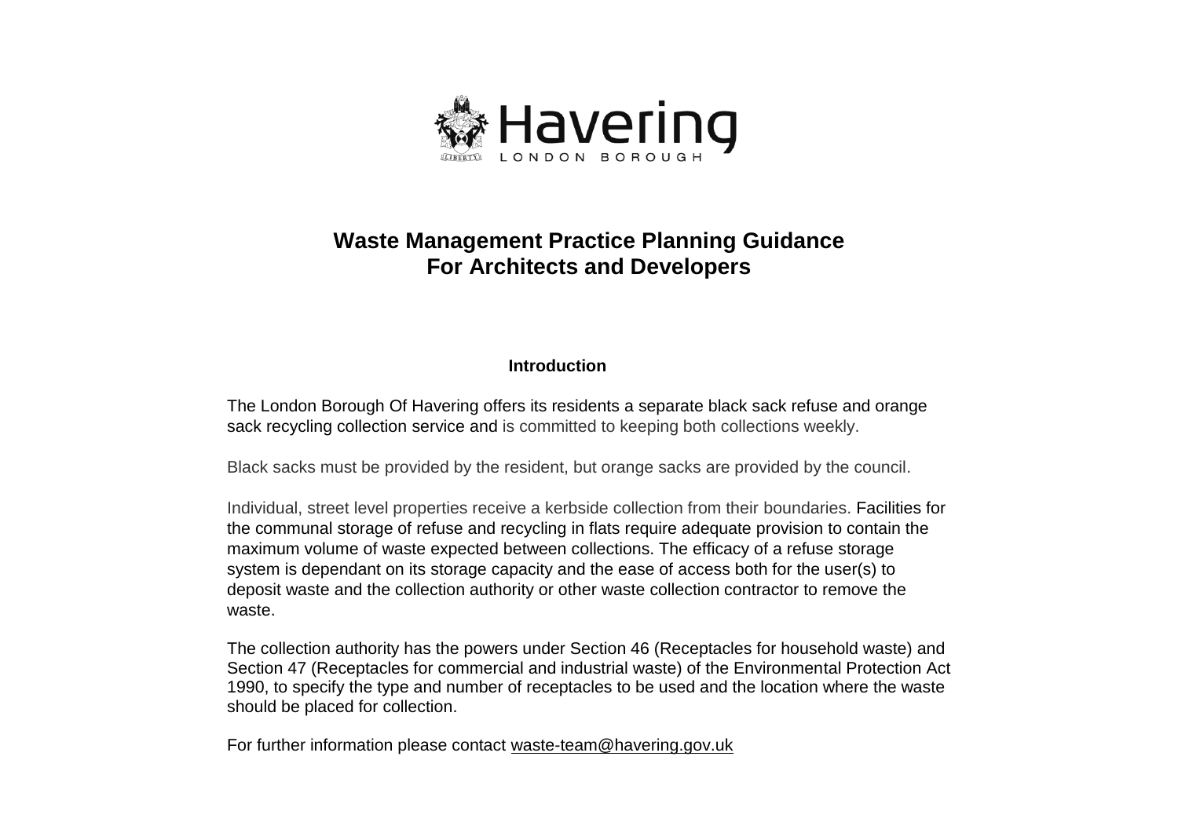Havering

LONDON BOROUGH

# Waste Management Practice Planning Guidance For Architects and Developers

## Introduction

The London Borough Of Havering offers its residents a separate black sack refuse and orange sack recycling collection service and is committed to keeping both collections weekly.

Black sacks must be provided by the resident, but orange sacks are provided by the council.

Individual, street level properties receive a kerbside collection from their boundaries. Facilities for the communal storage of refuse and recycling in flats require adequate provision to contain the maximum volume of waste expected between collections. The efficacy of a refuse storage system is dependant on its storage capacity and the ease of access both for the user(s) to deposit waste and the collection authority or other waste collection contractor to remove the waste.

The collection authority has the powers under Section 46 (Receptacles for household waste) and Section 47 (Receptacles for commercial and industrial waste) of the Environmental Protection Act 1990, to specify the type and number of receptacles to be used and the location where the waste should be placed for collection.

For further information please contact waste-team@havering.gov.uk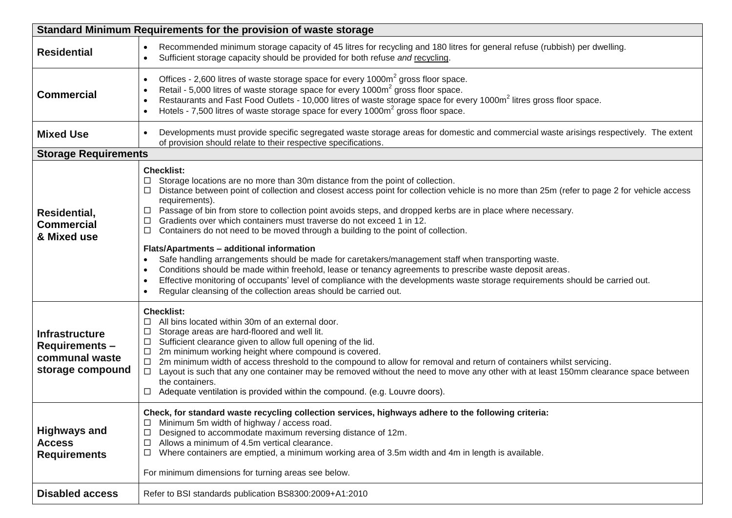| Standard Minimum Requirements for the provision of waste storage | |
|---|---|
| **Residential** | • Recommended minimum storage capacity of 45 litres for recycling and 180 litres for general refuse (rubbish) per dwelling.<br>• Sufficient storage capacity should be provided for both refuse *and* recycling. |
| **Commercial** | • Offices - 2,600 litres of waste storage space for every 1000$m^2$ gross floor space.<br>• Retail - 5,000 litres of waste storage space for every 1000$m^2$ gross floor space.<br>• Restaurants and Fast Food Outlets - 10,000 litres of waste storage space for every 1000$m^2$ litres gross floor space.<br>• Hotels - 7,500 litres of waste storage space for every 1000$m^2$ gross floor space. |
| **Mixed Use** | • Developments must provide specific segregated waste storage areas for domestic and commercial waste arisings respectively. The extent of provision should relate to their respective specifications. |
| **Storage Requirements** | |
| **Residential, Commercial & Mixed use** | **Checklist:**<br>☐ Storage locations are no more than 30m distance from the point of collection.<br>☐ Distance between point of collection and closest access point for collection vehicle is no more than 25m (refer to page 2 for vehicle access requirements).<br>☐ Passage of bin from store to collection point avoids steps, and dropped kerbs are in place where necessary.<br>☐ Gradients over which containers must traverse do not exceed 1 in 12.<br>☐ Containers do not need to be moved through a building to the point of collection.<br><br>**Flats/Apartments – additional information**<br>• Safe handling arrangements should be made for caretakers/management staff when transporting waste.<br>• Conditions should be made within freehold, lease or tenancy agreements to prescribe waste deposit areas.<br>• Effective monitoring of occupants' level of compliance with the developments waste storage requirements should be carried out.<br>• Regular cleansing of the collection areas should be carried out. |
| **Infrastructure Requirements – communal waste storage compound** | **Checklist:**<br>☐ All bins located within 30m of an external door.<br>☐ Storage areas are hard-floored and well lit.<br>☐ Sufficient clearance given to allow full opening of the lid.<br>☐ 2m minimum working height where compound is covered.<br>☐ 2m minimum width of access threshold to the compound to allow for removal and return of containers whilst servicing.<br>☐ Layout is such that any one container may be removed without the need to move any other with at least 150mm clearance space between the containers.<br>☐ Adequate ventilation is provided within the compound. (e.g. Louvre doors). |
| **Highways and Access Requirements** | **Check, for standard waste recycling collection services, highways adhere to the following criteria:**<br>☐ Minimum 5m width of highway / access road.<br>☐ Designed to accommodate maximum reversing distance of 12m.<br>☐ Allows a minimum of 4.5m vertical clearance.<br>☐ Where containers are emptied, a minimum working area of 3.5m width and 4m in length is available.<br><br>For minimum dimensions for turning areas see below. |
| **Disabled access** | Refer to BSI standards publication BS8300:2009+A1:2010 |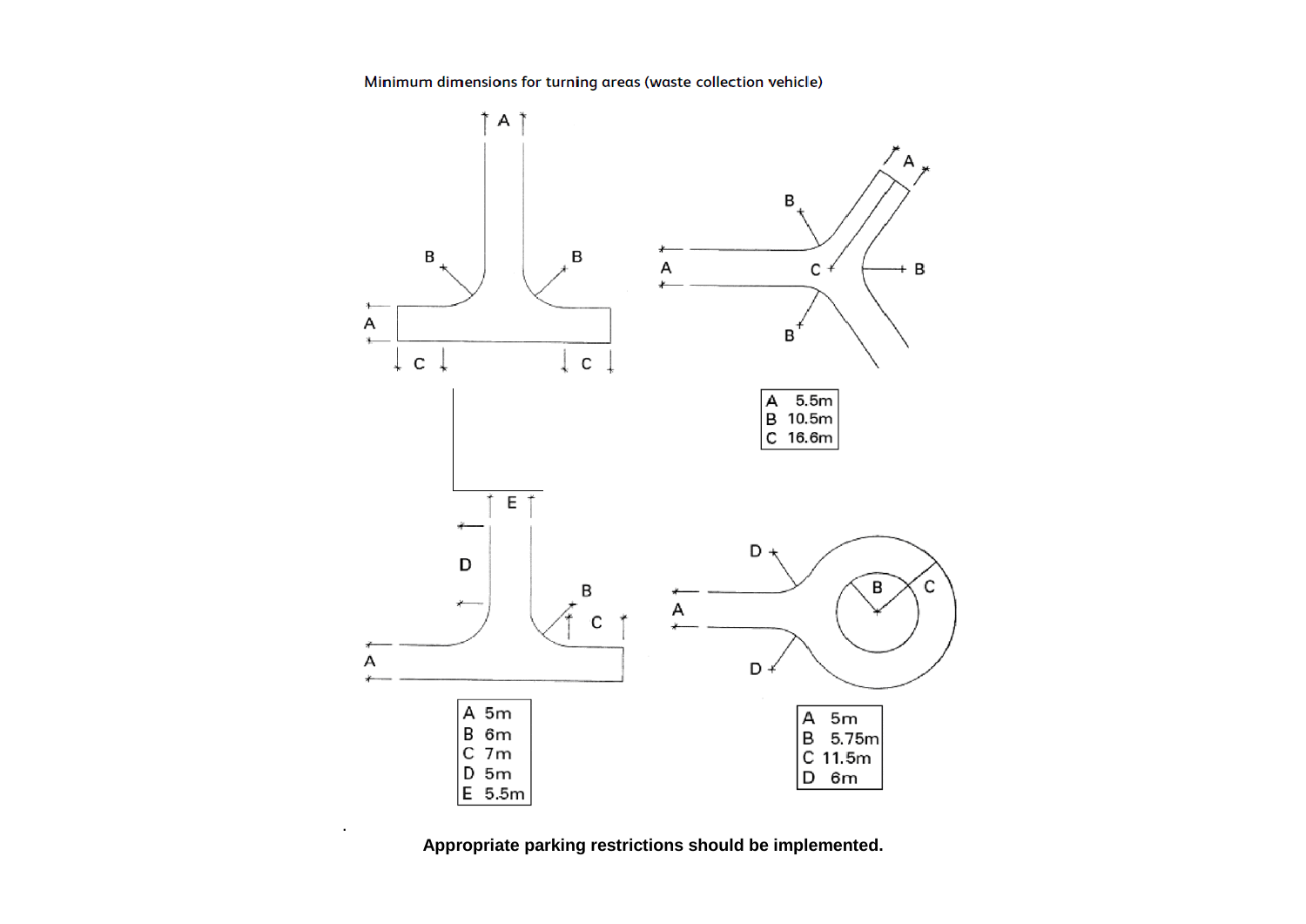Minimum dimensions for turning areas (waste collection vehicle)

| | |
|---|---|
| A | 5.5m |
| B | 10.5m |
| C | 16.6m |

| | |
|---|---|
| A | 5m |
| B | 6m |
| C | 7m |
| D | 5m |
| E | 5.5m |

| | |
|---|---|
| A | 5m |
| B | 5.75m |
| C | 11.5m |
| D | 6m |

**Appropriate parking restrictions should be implemented.**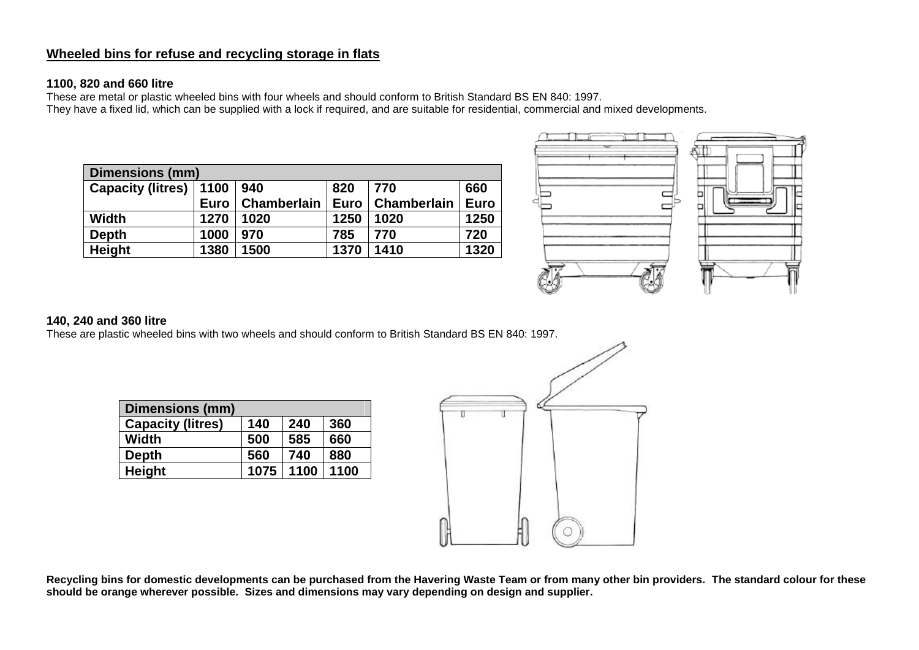## Wheeled bins for refuse and recycling storage in flats

**1100, 820 and 660 litre**
These are metal or plastic wheeled bins with four wheels and should conform to British Standard BS EN 840: 1997.
They have a fixed lid, which can be supplied with a lock if required, and are suitable for residential, commercial and mixed developments.

| Dimensions (mm) | | | | | |
|---|---|---|---|---|---|
| Capacity (litres) | 1100 Euro | 940 Chamberlain | 820 Euro | 770 Chamberlain | 660 Euro |
| Width | 1270 | 1020 | 1250 | 1020 | 1250 |
| Depth | 1000 | 970 | 785 | 770 | 720 |
| Height | 1380 | 1500 | 1370 | 1410 | 1320 |

**140, 240 and 360 litre**
These are plastic wheeled bins with two wheels and should conform to British Standard BS EN 840: 1997.

| Dimensions (mm) | | | |
|---|---|---|---|
| Capacity (litres) | 140 | 240 | 360 |
| Width | 500 | 585 | 660 |
| Depth | 560 | 740 | 880 |
| Height | 1075 | 1100 | 1100 |

**Recycling bins for domestic developments can be purchased from the Havering Waste Team or from many other bin providers. The standard colour for these should be orange wherever possible. Sizes and dimensions may vary depending on design and supplier.**